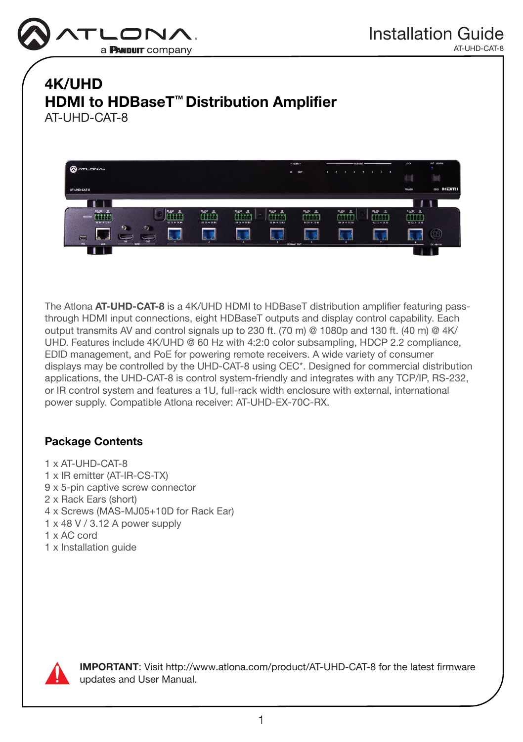# 4K/UHD
# HDMI to HDBaseT™ Distribution Amplifier

AT-UHD-CAT-8

The Atlona **AT-UHD-CAT-8** is a 4K/UHD HDMI to HDBaseT distribution amplifier featuring pass-through HDMI input connections, eight HDBaseT outputs and display control capability. Each output transmits AV and control signals up to 230 ft. (70 m) @ 1080p and 130 ft. (40 m) @ 4K/UHD. Features include 4K/UHD @ 60 Hz with 4:2:0 color subsampling, HDCP 2.2 compliance, EDID management, and PoE for powering remote receivers. A wide variety of consumer displays may be controlled by the UHD-CAT-8 using CEC*. Designed for commercial distribution applications, the UHD-CAT-8 is control system-friendly and integrates with any TCP/IP, RS-232, or IR control system and features a 1U, full-rack width enclosure with external, international power supply. Compatible Atlona receiver: AT-UHD-EX-70C-RX.

## Package Contents

1 x AT-UHD-CAT-8
1 x IR emitter (AT-IR-CS-TX)
9 x 5-pin captive screw connector
2 x Rack Ears (short)
4 x Screws (MAS-MJ05+10D for Rack Ear)
1 x 48 V / 3.12 A power supply
1 x AC cord
1 x Installation guide

**IMPORTANT**: Visit http://www.atlona.com/product/AT-UHD-CAT-8 for the latest firmware updates and User Manual.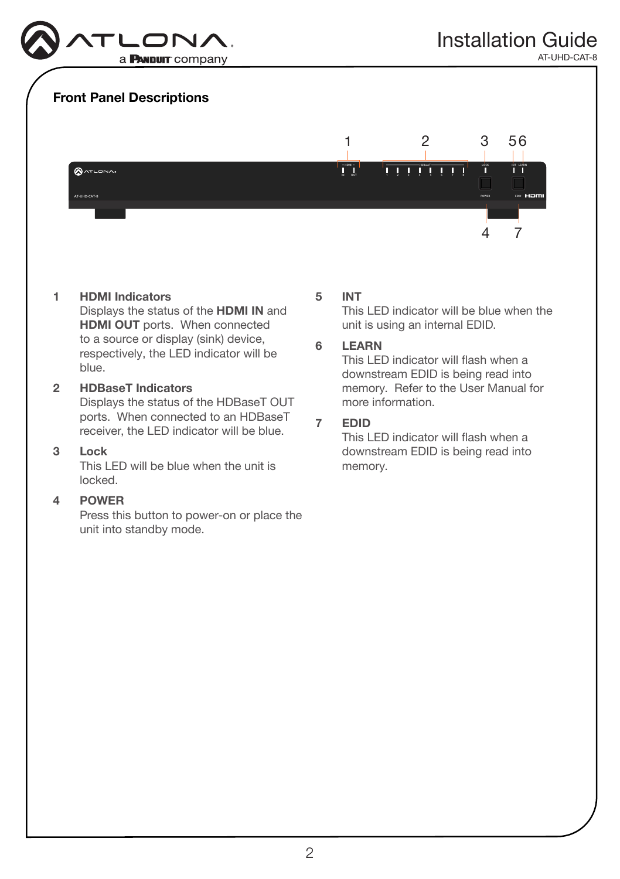## Front Panel Descriptions

1. **HDMI Indicators**
   Displays the status of the **HDMI IN** and **HDMI OUT** ports. When connected to a source or display (sink) device, respectively, the LED indicator will be blue.

2. **HDBaseT Indicators**
   Displays the status of the HDBaseT OUT ports. When connected to an HDBaseT receiver, the LED indicator will be blue.

3. **Lock**
   This LED will be blue when the unit is locked.

4. **POWER**
   Press this button to power-on or place the unit into standby mode.

5. **INT**
   This LED indicator will be blue when the unit is using an internal EDID.

6. **LEARN**
   This LED indicator will flash when a downstream EDID is being read into memory. Refer to the User Manual for more information.

7. **EDID**
   This LED indicator will flash when a downstream EDID is being read into memory.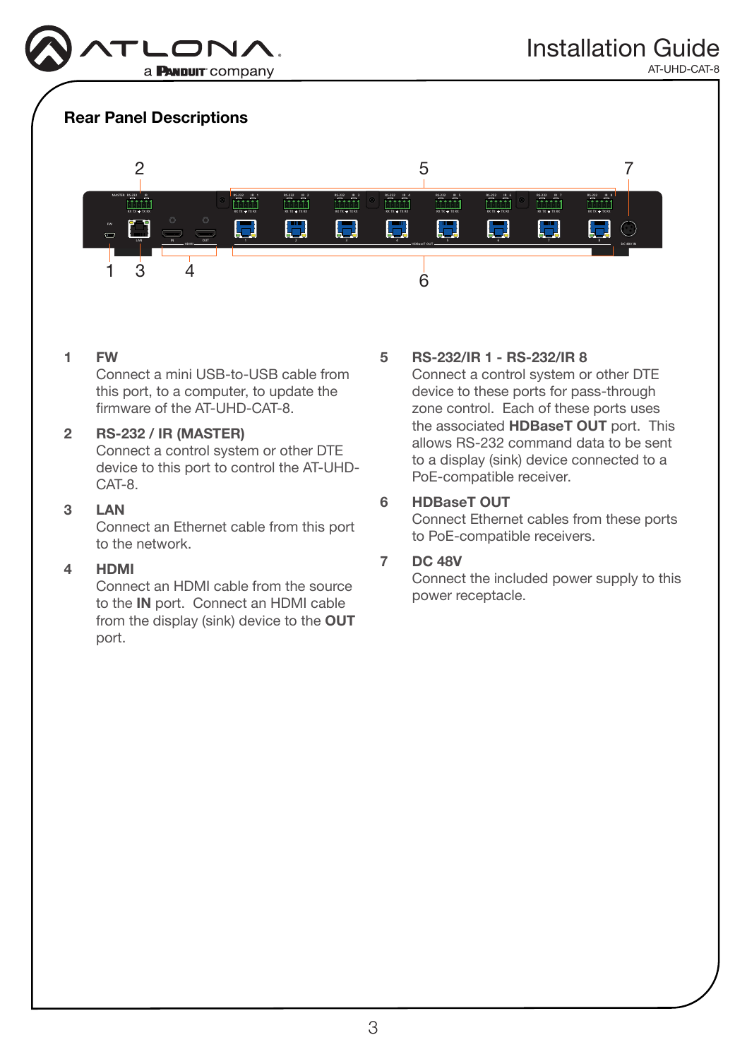## Rear Panel Descriptions

1. **FW**
Connect a mini USB-to-USB cable from this port, to a computer, to update the firmware of the AT-UHD-CAT-8.

2. **RS-232 / IR (MASTER)**
Connect a control system or other DTE device to this port to control the AT-UHD-CAT-8.

3. **LAN**
Connect an Ethernet cable from this port to the network.

4. **HDMI**
Connect an HDMI cable from the source to the **IN** port. Connect an HDMI cable from the display (sink) device to the **OUT** port.

5. **RS-232/IR 1 - RS-232/IR 8**
Connect a control system or other DTE device to these ports for pass-through zone control. Each of these ports uses the associated **HDBaseT OUT** port. This allows RS-232 command data to be sent to a display (sink) device connected to a PoE-compatible receiver.

6. **HDBaseT OUT**
Connect Ethernet cables from these ports to PoE-compatible receivers.

7. **DC 48V**
Connect the included power supply to this power receptacle.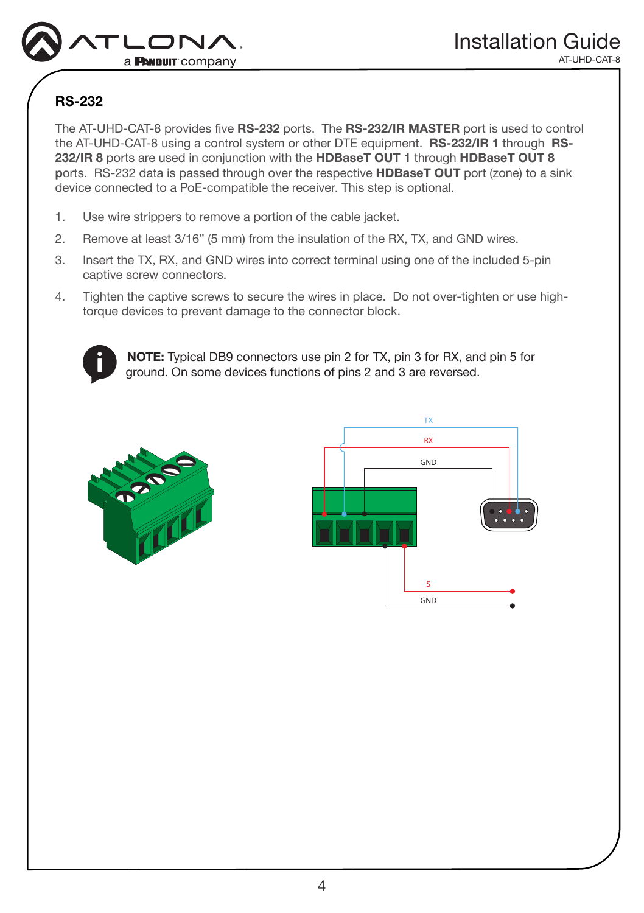## RS-232

The AT-UHD-CAT-8 provides five **RS-232** ports. The **RS-232/IR MASTER** port is used to control the AT-UHD-CAT-8 using a control system or other DTE equipment. **RS-232/IR 1** through **RS-232/IR 8** ports are used in conjunction with the **HDBaseT OUT 1** through **HDBaseT OUT 8** **p**orts. RS-232 data is passed through over the respective **HDBaseT OUT** port (zone) to a sink device connected to a PoE-compatible the receiver. This step is optional.

1. Use wire strippers to remove a portion of the cable jacket.
2. Remove at least 3/16" (5 mm) from the insulation of the RX, TX, and GND wires.
3. Insert the TX, RX, and GND wires into correct terminal using one of the included 5-pin captive screw connectors.
4. Tighten the captive screws to secure the wires in place. Do not over-tighten or use high-torque devices to prevent damage to the connector block.

**NOTE:** Typical DB9 connectors use pin 2 for TX, pin 3 for RX, and pin 5 for ground. On some devices functions of pins 2 and 3 are reversed.

TX

RX

GND

S

GND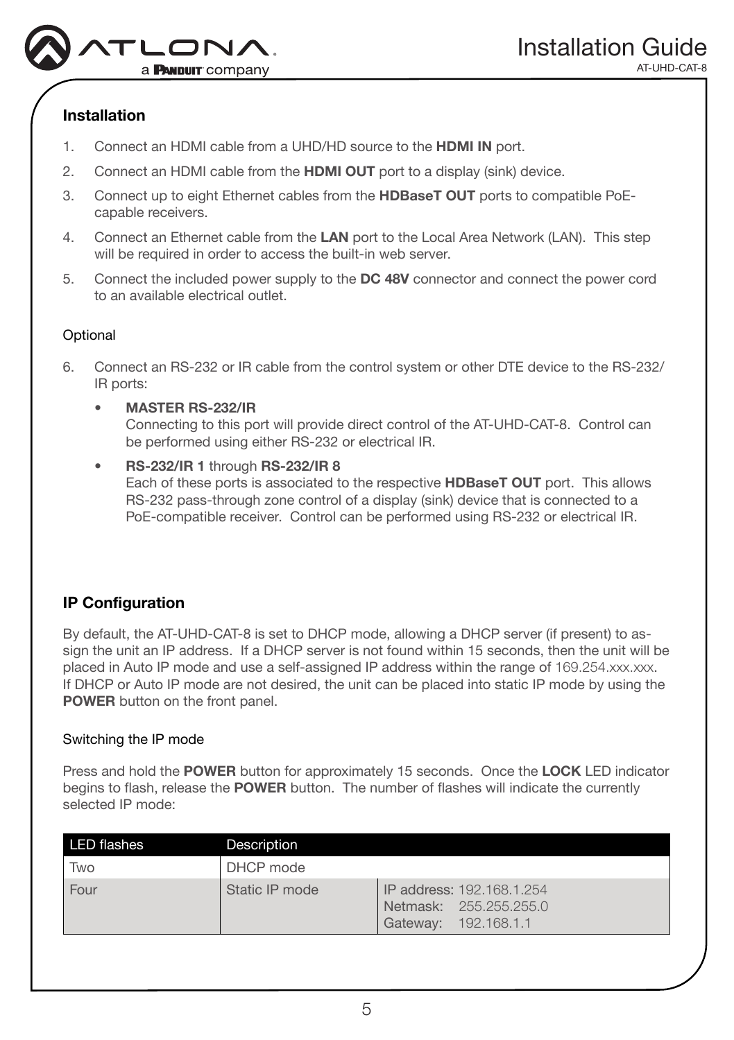## Installation

1. Connect an HDMI cable from a UHD/HD source to the **HDMI IN** port.
2. Connect an HDMI cable from the **HDMI OUT** port to a display (sink) device.
3. Connect up to eight Ethernet cables from the **HDBaseT OUT** ports to compatible PoE-capable receivers.
4. Connect an Ethernet cable from the **LAN** port to the Local Area Network (LAN). This step will be required in order to access the built-in web server.
5. Connect the included power supply to the **DC 48V** connector and connect the power cord to an available electrical outlet.

### Optional

6. Connect an RS-232 or IR cable from the control system or other DTE device to the RS-232/IR ports:
   - **MASTER RS-232/IR**
     Connecting to this port will provide direct control of the AT-UHD-CAT-8. Control can be performed using either RS-232 or electrical IR.
   - **RS-232/IR 1** through **RS-232/IR 8**
     Each of these ports is associated to the respective **HDBaseT OUT** port. This allows RS-232 pass-through zone control of a display (sink) device that is connected to a PoE-compatible receiver. Control can be performed using RS-232 or electrical IR.

## IP Configuration

By default, the AT-UHD-CAT-8 is set to DHCP mode, allowing a DHCP server (if present) to assign the unit an IP address. If a DHCP server is not found within 15 seconds, then the unit will be placed in Auto IP mode and use a self-assigned IP address within the range of 169.254.xxx.xxx. If DHCP or Auto IP mode are not desired, the unit can be placed into static IP mode by using the **POWER** button on the front panel.

### Switching the IP mode

Press and hold the **POWER** button for approximately 15 seconds. Once the **LOCK** LED indicator begins to flash, release the **POWER** button. The number of flashes will indicate the currently selected IP mode:

| LED flashes | Description | |
|---|---|---|
| Two | DHCP mode | |
| Four | Static IP mode | IP address: 192.168.1.254<br>Netmask: 255.255.255.0<br>Gateway: 192.168.1.1 |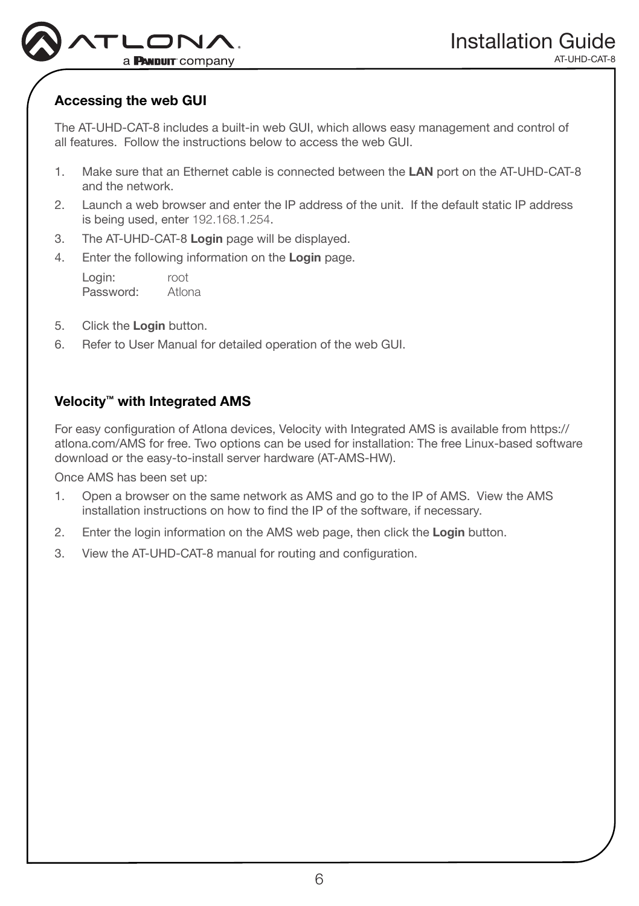## Accessing the web GUI

The AT-UHD-CAT-8 includes a built-in web GUI, which allows easy management and control of all features. Follow the instructions below to access the web GUI.

1. Make sure that an Ethernet cable is connected between the **LAN** port on the AT-UHD-CAT-8 and the network.
2. Launch a web browser and enter the IP address of the unit. If the default static IP address is being used, enter 192.168.1.254.
3. The AT-UHD-CAT-8 **Login** page will be displayed.
4. Enter the following information on the **Login** page.

   Login: root
   Password: Atlona

5. Click the **Login** button.
6. Refer to User Manual for detailed operation of the web GUI.

## Velocity™ with Integrated AMS

For easy configuration of Atlona devices, Velocity with Integrated AMS is available from https://atlona.com/AMS for free. Two options can be used for installation: The free Linux-based software download or the easy-to-install server hardware (AT-AMS-HW).

Once AMS has been set up:

1. Open a browser on the same network as AMS and go to the IP of AMS. View the AMS installation instructions on how to find the IP of the software, if necessary.
2. Enter the login information on the AMS web page, then click the **Login** button.
3. View the AT-UHD-CAT-8 manual for routing and configuration.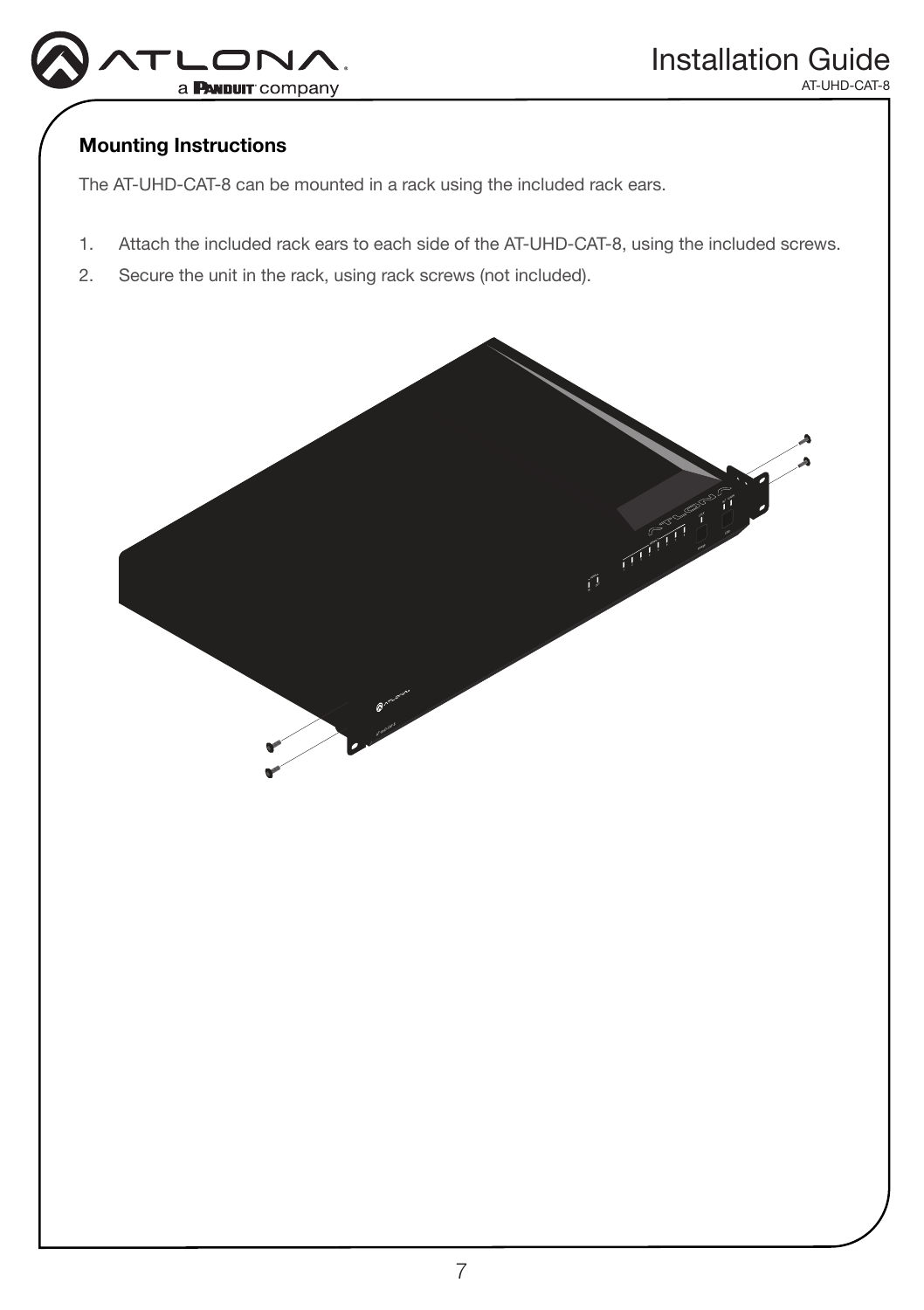## Mounting Instructions

The AT-UHD-CAT-8 can be mounted in a rack using the included rack ears.

1. Attach the included rack ears to each side of the AT-UHD-CAT-8, using the included screws.
2. Secure the unit in the rack, using rack screws (not included).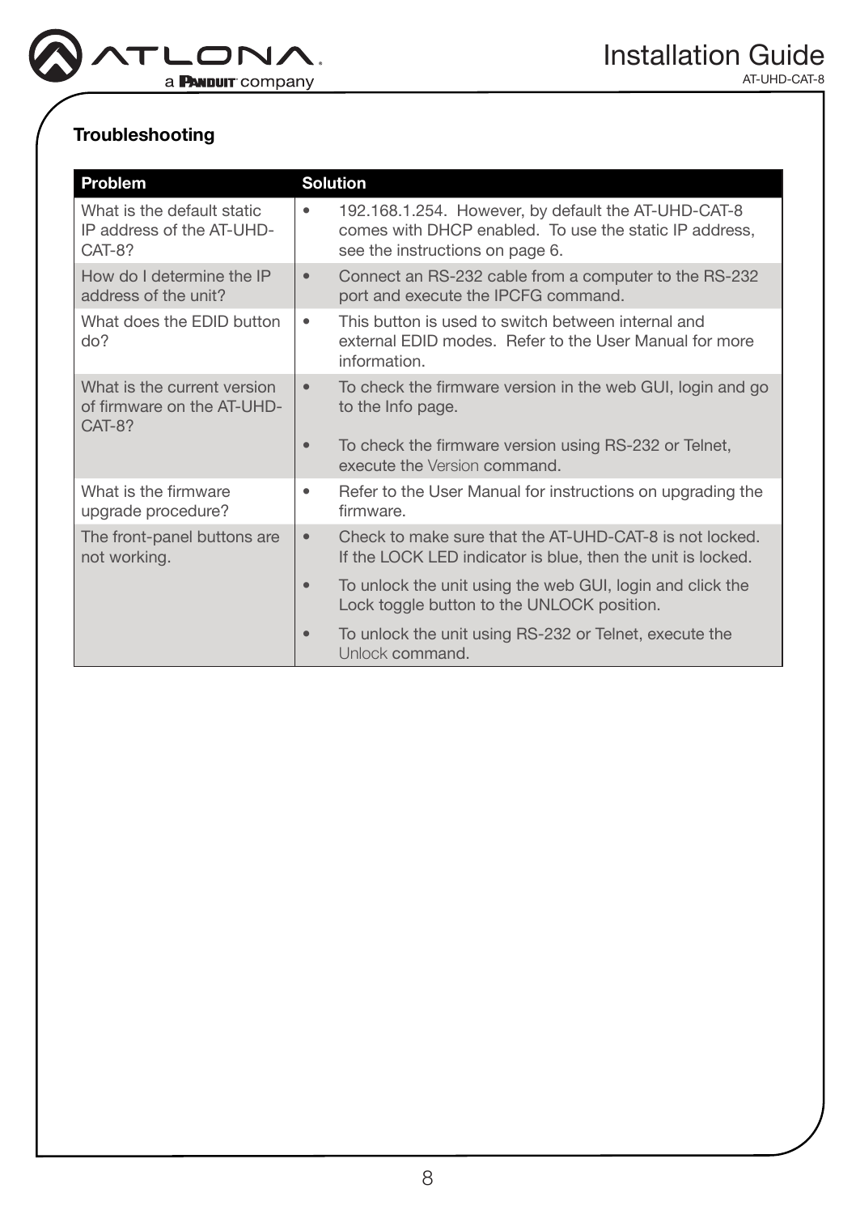## Troubleshooting

| Problem | Solution |
| --- | --- |
| What is the default static IP address of the AT-UHD-CAT-8? | • 192.168.1.254. However, by default the AT-UHD-CAT-8 comes with DHCP enabled. To use the static IP address, see the instructions on page 6. |
| How do I determine the IP address of the unit? | • Connect an RS-232 cable from a computer to the RS-232 port and execute the IPCFG command. |
| What does the EDID button do? | • This button is used to switch between internal and external EDID modes. Refer to the User Manual for more information. |
| What is the current version of firmware on the AT-UHD-CAT-8? | • To check the firmware version in the web GUI, login and go to the Info page.<br>• To check the firmware version using RS-232 or Telnet, execute the Version command. |
| What is the firmware upgrade procedure? | • Refer to the User Manual for instructions on upgrading the firmware. |
| The front-panel buttons are not working. | • Check to make sure that the AT-UHD-CAT-8 is not locked. If the LOCK LED indicator is blue, then the unit is locked.<br>• To unlock the unit using the web GUI, login and click the Lock toggle button to the UNLOCK position.<br>• To unlock the unit using RS-232 or Telnet, execute the Unlock command. |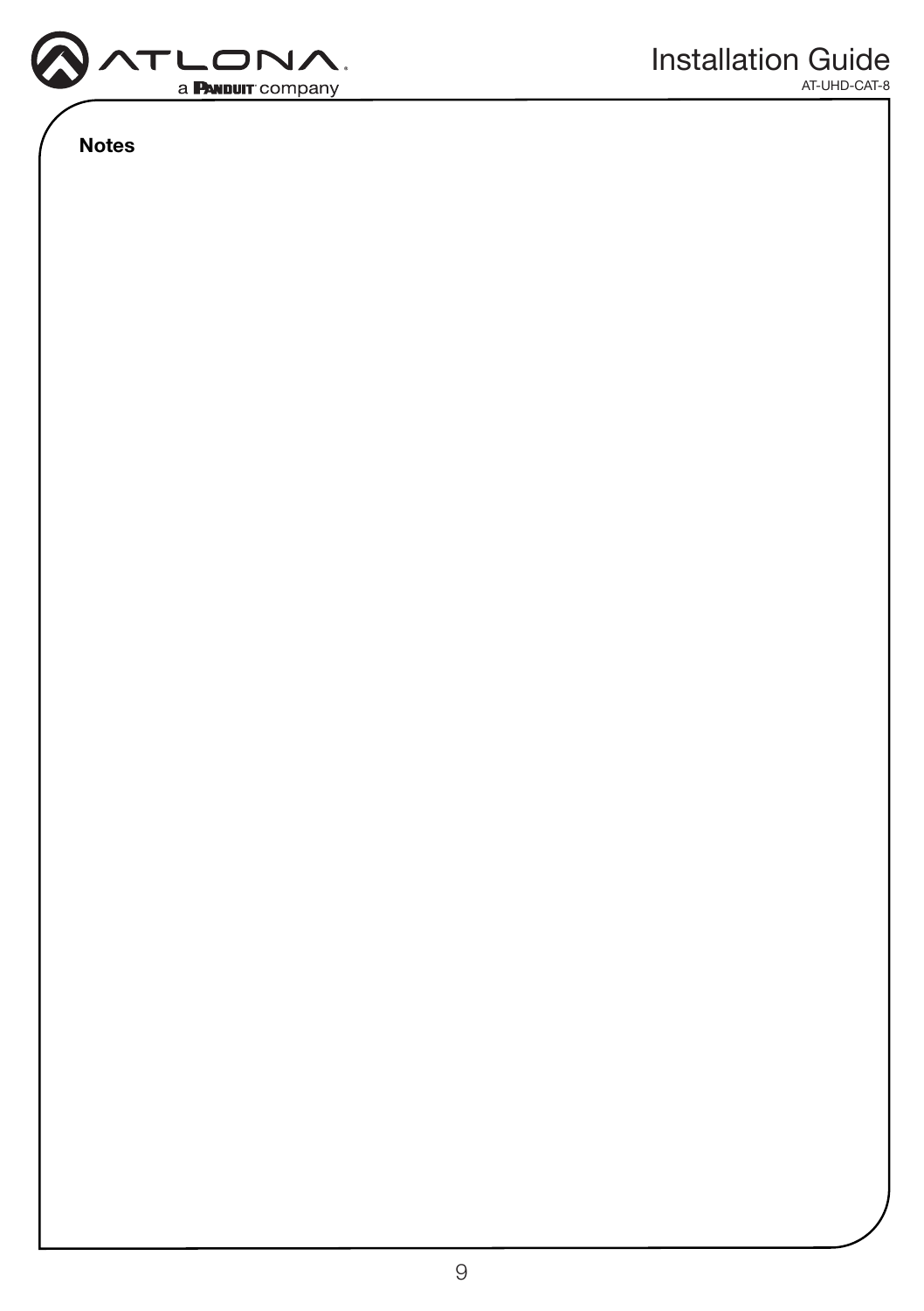**Notes**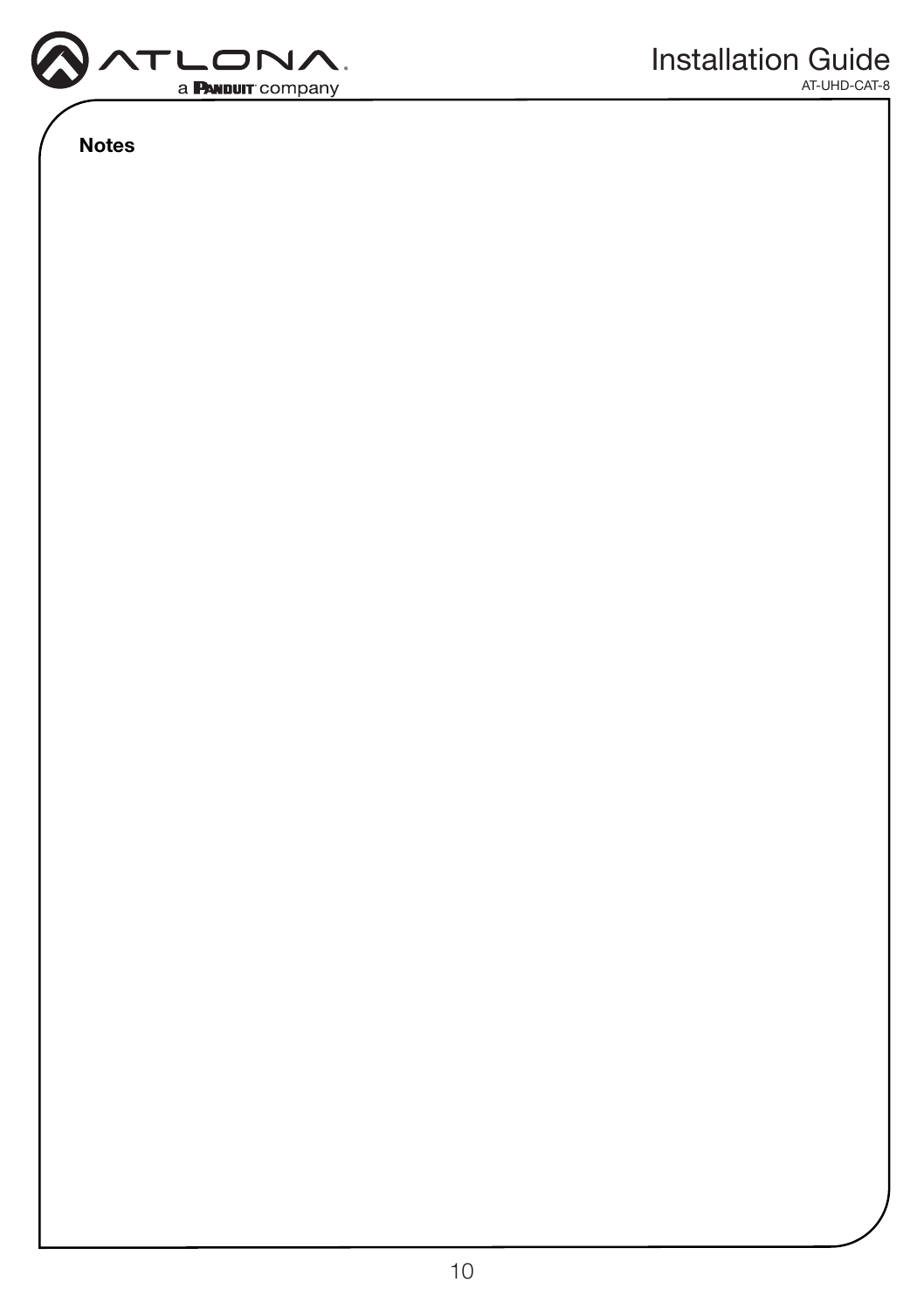**Notes**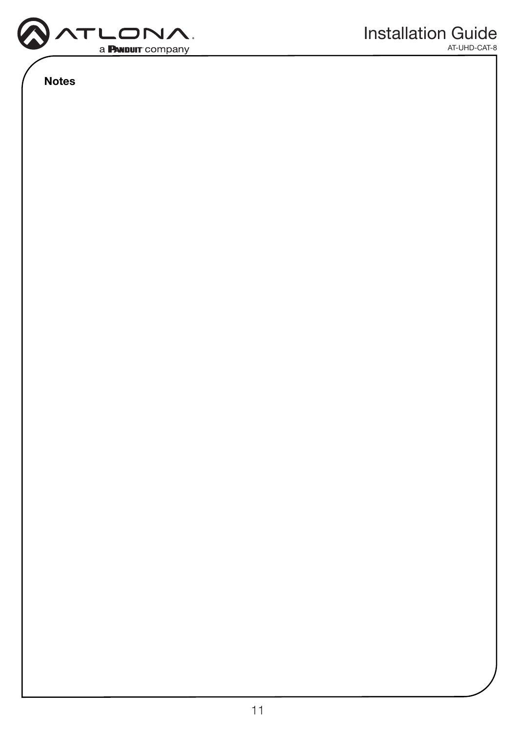**Notes**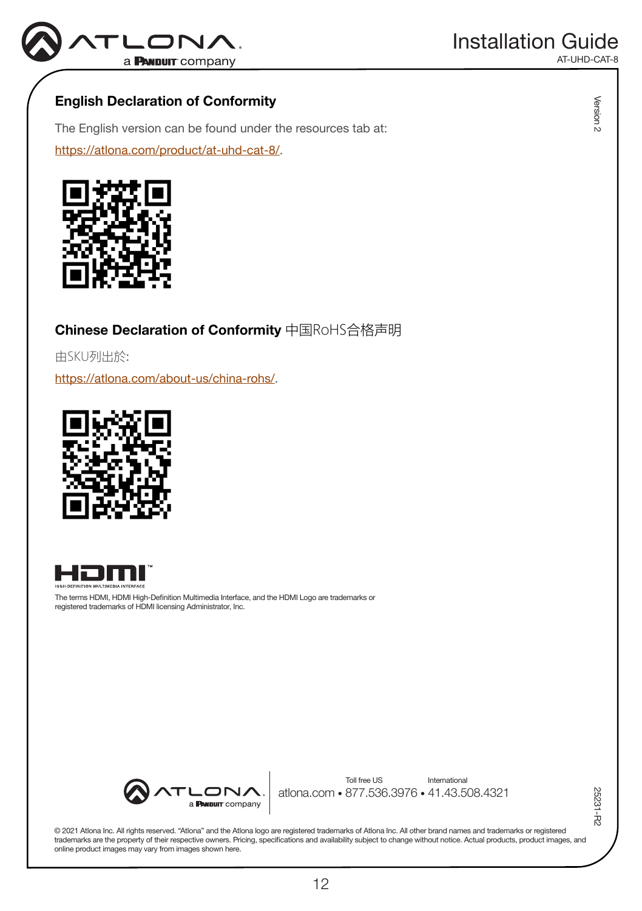## English Declaration of Conformity

The English version can be found under the resources tab at:

https://atlona.com/product/at-uhd-cat-8/.

## Chinese Declaration of Conformity 中国RoHS合格声明

由SKU列出於:

https://atlona.com/about-us/china-rohs/.

HDMI
HIGH-DEFINITION MULTIMEDIA INTERFACE

The terms HDMI, HDMI High-Definition Multimedia Interface, and the HDMI Logo are trademarks or registered trademarks of HDMI licensing Administrator, Inc.

atlona.com • Toll free US 877.536.3976 • International 41.43.508.4321

25231-R2

© 2021 Atlona Inc. All rights reserved. "Atlona" and the Atlona logo are registered trademarks of Atlona Inc. All other brand names and trademarks or registered trademarks are the property of their respective owners. Pricing, specifications and availability subject to change without notice. Actual products, product images, and online product images may vary from images shown here.